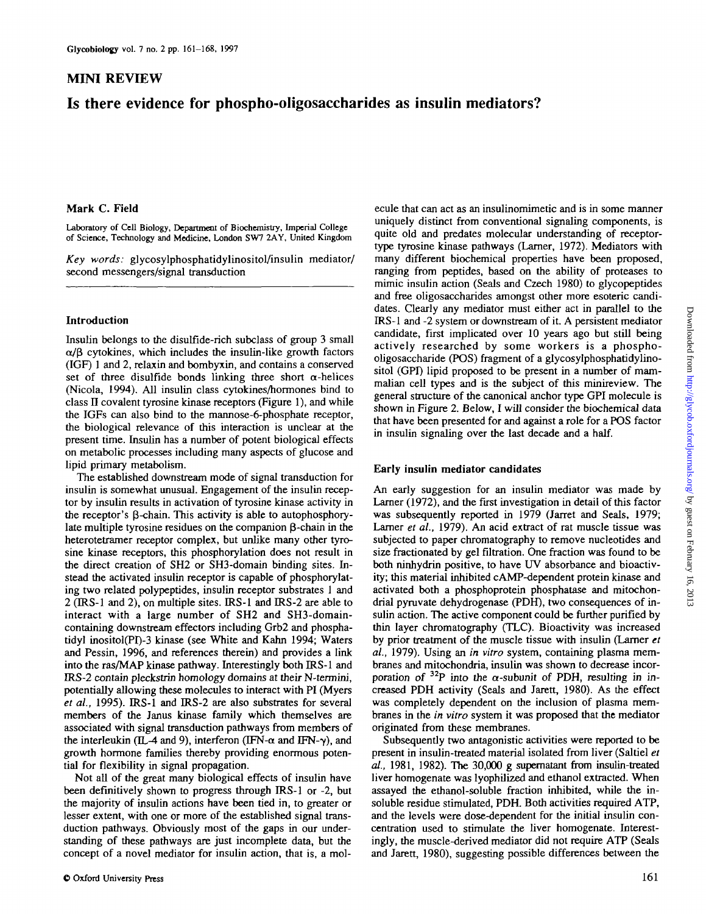## MINI REVIEW

# Is there evidence for phospho-oligosaccharides as insulin mediators?

**Mark C. Field**

Laboratory of Cell Biology, Department of Biochemistry, Imperial College of Science, Technology and Medicine, London SW7 2AY, United Kingdom

*Key words:* glycosylphosphatidylinositol/insulin mediator/second messengers/signal transduction

## Introduction

Insulin belongs to the disulfide-rich subclass of group 3 small $\alpha/\beta$ cytokines, which includes the insulin-like growth factors (IGF) 1 and 2, relaxin and bombyxin, and contains a conserved set of three disulfide bonds linking three short $\alpha$-helices (Nicola, 1994). All insulin class cytokines/hormones bind to class II covalent tyrosine kinase receptors (Figure 1), and while the IGFs can also bind to the mannose-6-phosphate receptor, the biological relevance of this interaction is unclear at the present time. Insulin has a number of potent biological effects on metabolic processes including many aspects of glucose and lipid primary metabolism.

The established downstream mode of signal transduction for insulin is somewhat unusual. Engagement of the insulin receptor by insulin results in activation of tyrosine kinase activity in the receptor's $\beta$-chain. This activity is able to autophosphorylate multiple tyrosine residues on the companion $\beta$-chain in the heterotetramer receptor complex, but unlike many other tyrosine kinase receptors, this phosphorylation does not result in the direct creation of SH2 or SH3-domain binding sites. Instead the activated insulin receptor is capable of phosphorylating two related polypeptides, insulin receptor substrates 1 and 2 (IRS-1 and 2), on multiple sites. IRS-1 and IRS-2 are able to interact with a large number of SH2 and SH3-domain-containing downstream effectors including Grb2 and phosphatidyl inositol(PI)-3 kinase (see White and Kahn 1994; Waters and Pessin, 1996, and references therein) and provides a link into the ras/MAP kinase pathway. Interestingly both IRS-1 and IRS-2 contain pleckstrin homology domains at their N-termini, potentially allowing these molecules to interact with PI (Myers *et al.*, 1995). IRS-1 and IRS-2 are also substrates for several members of the Janus kinase family which themselves are associated with signal transduction pathways from members of the interleukin (IL-4 and 9), interferon (IFN-$\alpha$ and IFN-$\gamma$), and growth hormone families thereby providing enormous potential for flexibility in signal propagation.

Not all of the great many biological effects of insulin have been definitively shown to progress through IRS-1 or -2, but the majority of insulin actions have been tied in, to greater or lesser extent, with one or more of the established signal transduction pathways. Obviously most of the gaps in our understanding of these pathways are just incomplete data, but the concept of a novel mediator for insulin action, that is, a molecule that can act as an insulinomimetic and is in some manner uniquely distinct from conventional signaling components, is quite old and predates molecular understanding of receptor-type tyrosine kinase pathways (Larner, 1972). Mediators with many different biochemical properties have been proposed, ranging from peptides, based on the ability of proteases to mimic insulin action (Seals and Czech 1980) to glycopeptides and free oligosaccharides amongst other more esoteric candidates. Clearly any mediator must either act in parallel to the IRS-1 and -2 system or downstream of it. A persistent mediator candidate, first implicated over 10 years ago but still being actively researched by some workers is a phospho-oligosaccharide (POS) fragment of a glycosylphosphatidylinositol (GPI) lipid proposed to be present in a number of mammalian cell types and is the subject of this minireview. The general structure of the canonical anchor type GPI molecule is shown in Figure 2. Below, I will consider the biochemical data that have been presented for and against a role for a POS factor in insulin signaling over the last decade and a half.

## Early insulin mediator candidates

An early suggestion for an insulin mediator was made by Larner (1972), and the first investigation in detail of this factor was subsequently reported in 1979 (Jarret and Seals, 1979; Larner *et al.*, 1979). An acid extract of rat muscle tissue was subjected to paper chromatography to remove nucleotides and size fractionated by gel filtration. One fraction was found to be both ninhydrin positive, to have UV absorbance and bioactivity; this material inhibited cAMP-dependent protein kinase and activated both a phosphoprotein phosphatase and mitochondrial pyruvate dehydrogenase (PDH), two consequences of insulin action. The active component could be further purified by thin layer chromatography (TLC). Bioactivity was increased by prior treatment of the muscle tissue with insulin (Larner *et al.*, 1979). Using an *in vitro* system, containing plasma membranes and mitochondria, insulin was shown to decrease incorporation of $^{32}P$ into the $\alpha$-subunit of PDH, resulting in increased PDH activity (Seals and Jarett, 1980). As the effect was completely dependent on the inclusion of plasma membranes in the *in vitro* system it was proposed that the mediator originated from these membranes.

Subsequently two antagonistic activities were reported to be present in insulin-treated material isolated from liver (Saltiel *et al.*, 1981, 1982). The 30,000 g supernatant from insulin-treated liver homogenate was lyophilized and ethanol extracted. When assayed the ethanol-soluble fraction inhibited, while the insoluble residue stimulated, PDH. Both activities required ATP, and the levels were dose-dependent for the initial insulin concentration used to stimulate the liver homogenate. Interestingly, the muscle-derived mediator did not require ATP (Seals and Jarett, 1980), suggesting possible differences between the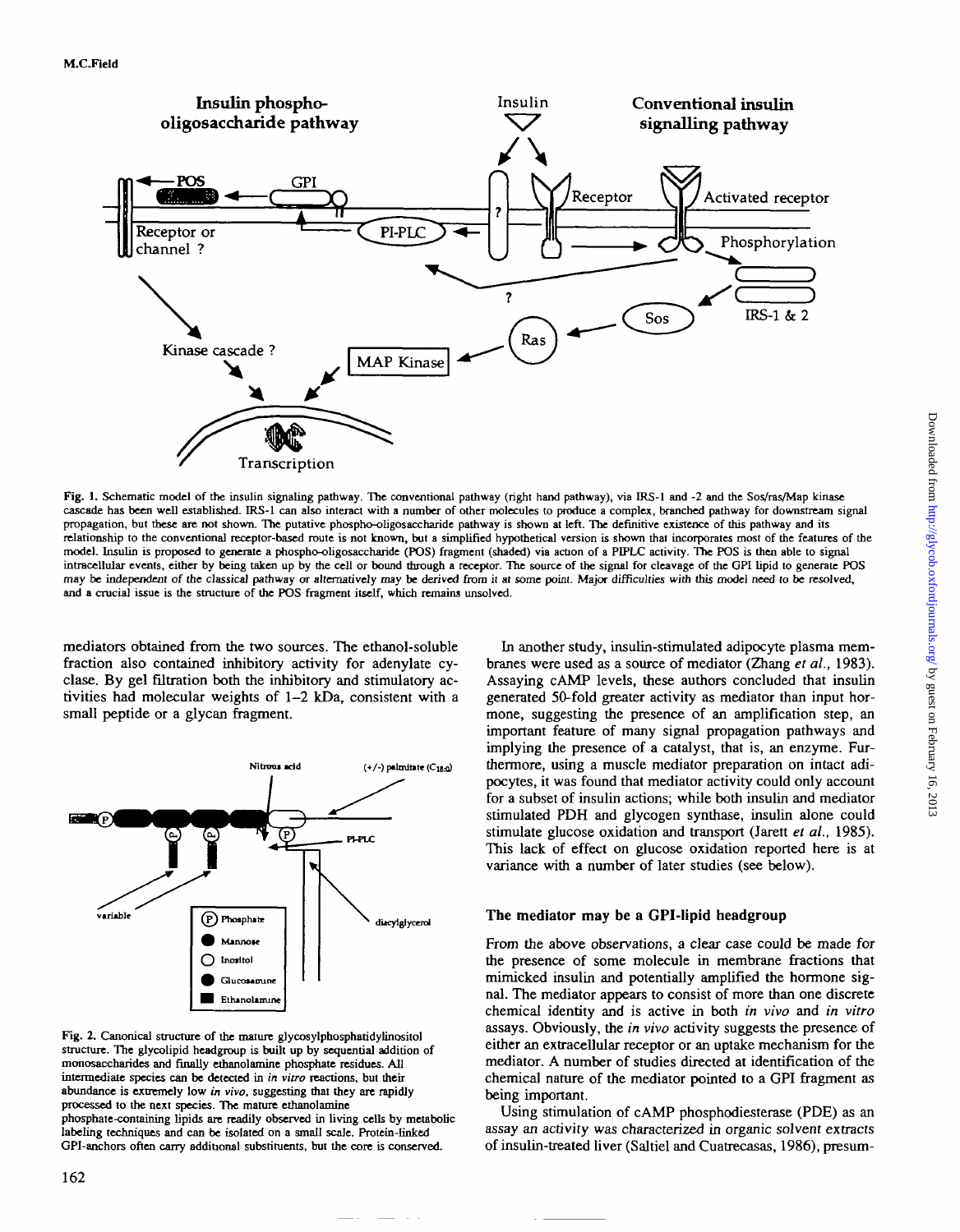Fig. 1. Schematic model of the insulin signaling pathway. The conventional pathway (right hand pathway), via IRS-1 and -2 and the Sos/ras/Map kinase cascade has been well established. IRS-1 can also interact with a number of other molecules to produce a complex, branched pathway for downstream signal propagation, but these are not shown. The putative phospho-oligosaccharide pathway is shown at left. The definitive existence of this pathway and its relationship to the conventional receptor-based route is not known, but a simplified hypothetical version is shown that incorporates most of the features of the model. Insulin is proposed to generate a phospho-oligosaccharide (POS) fragment (shaded) via action of a PIPLC activity. The POS is then able to signal intracellular events, either by being taken up by the cell or bound through a receptor. The source of the signal for cleavage of the GPI lipid to generate POS may be independent of the classical pathway or alternatively may be derived from it at some point. Major difficulties with this model need to be resolved, and a crucial issue is the structure of the POS fragment itself, which remains unsolved.

mediators obtained from the two sources. The ethanol-soluble fraction also contained inhibitory activity for adenylate cyclase. By gel filtration both the inhibitory and stimulatory activities had molecular weights of 1–2 kDa, consistent with a small peptide or a glycan fragment.

Fig. 2. Canonical structure of the mature glycosylphosphatidylinositol structure. The glycolipid headgroup is built up by sequential addition of monosaccharides and finally ethanolamine phosphate residues. All intermediate species can be detected in *in vitro* reactions, but their abundance is extremely low *in vivo*, suggesting that they are rapidly processed to the next species. The mature ethanolamine phosphate-containing lipids are readily observed in living cells by metabolic labeling techniques and can be isolated on a small scale. Protein-linked GPI-anchors often carry additional substituents, but the core is conserved.

In another study, insulin-stimulated adipocyte plasma membranes were used as a source of mediator (Zhang *et al.*, 1983). Assaying cAMP levels, these authors concluded that insulin generated 50-fold greater activity as mediator than input hormone, suggesting the presence of an amplification step, an important feature of many signal propagation pathways and implying the presence of a catalyst, that is, an enzyme. Furthermore, using a muscle mediator preparation on intact adipocytes, it was found that mediator activity could only account for a subset of insulin actions; while both insulin and mediator stimulated PDH and glycogen synthase, insulin alone could stimulate glucose oxidation and transport (Jarett *et al.*, 1985). This lack of effect on glucose oxidation reported here is at variance with a number of later studies (see below).

### The mediator may be a GPI-lipid headgroup

From the above observations, a clear case could be made for the presence of some molecule in membrane fractions that mimicked insulin and potentially amplified the hormone signal. The mediator appears to consist of more than one discrete chemical identity and is active in both *in vivo* and *in vitro* assays. Obviously, the *in vivo* activity suggests the presence of either an extracellular receptor or an uptake mechanism for the mediator. A number of studies directed at identification of the chemical nature of the mediator pointed to a GPI fragment as being important.

Using stimulation of cAMP phosphodiesterase (PDE) as an assay an activity was characterized in organic solvent extracts of insulin-treated liver (Saltiel and Cuatrecasas, 1986), presum-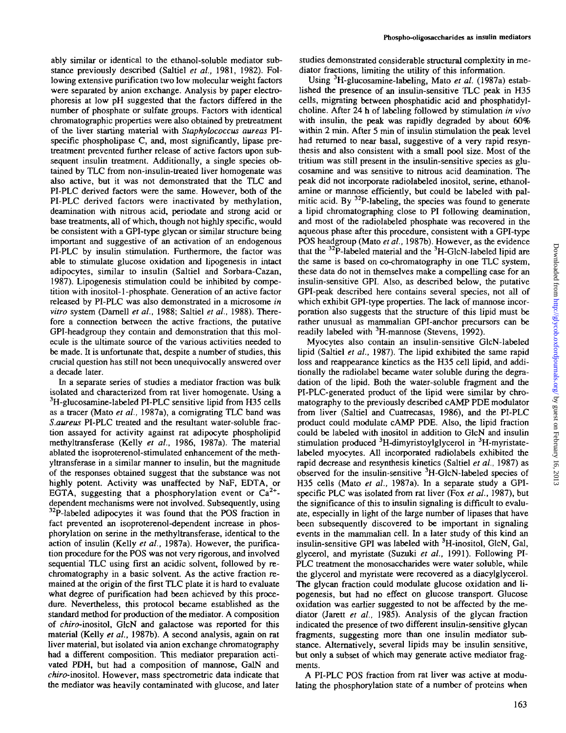ably similar or identical to the ethanol-soluble mediator substance previously described (Saltiel *et al.*, 1981, 1982). Following extensive purification two low molecular weight factors were separated by anion exchange. Analysis by paper electrophoresis at low pH suggested that the factors differed in the number of phosphate or sulfate groups. Factors with identical chromatographic properties were also obtained by pretreatment of the liver starting material with *Staphylococcus aureas* PI-specific phospholipase C, and, most significantly, lipase pretreatment prevented further release of active factors upon subsequent insulin treatment. Additionally, a single species obtained by TLC from non-insulin-treated liver homogenate was also active, but it was not demonstrated that the TLC and PI-PLC derived factors were the same. However, both of the PI-PLC derived factors were inactivated by methylation, deamination with nitrous acid, periodate and strong acid or base treatments, all of which, though not highly specific, would be consistent with a GPI-type glycan or similar structure being important and suggestive of an activation of an endogenous PI-PLC by insulin stimulation. Furthermore, the factor was able to stimulate glucose oxidation and lipogenesis in intact adipocytes, similar to insulin (Saltiel and Sorbara-Cazan, 1987). Lipogenesis stimulation could be inhibited by competition with inositol-1-phosphate. Generation of an active factor released by PI-PLC was also demonstrated in a microsome *in vitro* system (Darnell *et al.*, 1988; Saltiel *et al.*, 1988). Therefore a connection between the active fractions, the putative GPI-headgroup they contain and demonstration that this molecule is the ultimate source of the various activities needed to be made. It is unfortunate that, despite a number of studies, this crucial question has still not been unequivocally answered over a decade later.

In a separate series of studies a mediator fraction was bulk isolated and characterized from rat liver homogenate. Using a $^3$H-glucosamine-labeled PI-PLC sensitive lipid from H35 cells as a tracer (Mato *et al.*, 1987a), a comigrating TLC band was *S.aureus* PI-PLC treated and the resultant water-soluble fraction assayed for activity against rat adipocyte phospholipid methyltransferase (Kelly *et al.*, 1986, 1987a). The material ablated the isoproterenol-stimulated enhancement of the methyltransferase in a similar manner to insulin, but the magnitude of the responses obtained suggest that the substance was not highly potent. Activity was unaffected by NaF, EDTA, or EGTA, suggesting that a phosphorylation event or $Ca^{2+}$-dependent mechanisms were not involved. Subsequently, using $^{32}$P-labeled adipocytes it was found that the POS fraction in fact prevented an isoproterenol-dependent increase in phosphorylation on serine in the methyltransferase, identical to the action of insulin (Kelly *et al.*, 1987a). However, the purification procedure for the POS was not very rigorous, and involved sequential TLC using first an acidic solvent, followed by rechromatography in a basic solvent. As the active fraction remained at the origin of the first TLC plate it is hard to evaluate what degree of purification had been achieved by this procedure. Nevertheless, this protocol became established as the standard method for production of the mediator. A composition of *chiro*-inositol, GlcN and galactose was reported for this material (Kelly *et al.*, 1987b). A second analysis, again on rat liver material, but isolated via anion exchange chromatography had a different composition. This mediator preparation activated PDH, but had a composition of mannose, GalN and *chiro*-inositol. However, mass spectrometric data indicate that the mediator was heavily contaminated with glucose, and later studies demonstrated considerable structural complexity in mediator fractions, limiting the utility of this information.

Using $^3$H-glucosamine-labeling, Mato *et al.* (1987a) established the presence of an insulin-sensitive TLC peak in H35 cells, migrating between phosphatidic acid and phosphatidylcholine. After 24 h of labeling followed by stimulation *in vivo* with insulin, the peak was rapidly degraded by about 60% within 2 min. After 5 min of insulin stimulation the peak level had returned to near basal, suggestive of a very rapid resynthesis and also consistent with a small pool size. Most of the tritium was still present in the insulin-sensitive species as glucosamine and was sensitive to nitrous acid deamination. The peak did not incorporate radiolabeled inositol, serine, ethanolamine or mannose efficiently, but could be labeled with palmitic acid. By $^{32}$P-labeling, the species was found to generate a lipid chromatographing close to PI following deamination, and most of the radiolabeled phosphate was recovered in the aqueous phase after this procedure, consistent with a GPI-type POS headgroup (Mato *et al.*, 1987b). However, as the evidence that the $^{32}$P-labeled material and the $^3$H-GlcN-labeled lipid are the same is based on co-chromatography in one TLC system, these data do not in themselves make a compelling case for an insulin-sensitive GPI. Also, as described below, the putative GPI-peak described here contains several species, not all of which exhibit GPI-type properties. The lack of mannose incorporation also suggests that the structure of this lipid must be rather unusual as mammalian GPI-anchor precursors can be readily labeled with $^3$H-mannose (Stevens, 1992).

Myocytes also contain an insulin-sensitive GlcN-labeled lipid (Saltiel *et al.*, 1987). The lipid exhibited the same rapid loss and reappearance kinetics as the H35 cell lipid, and additionally the radiolabel became water soluble during the degradation of the lipid. Both the water-soluble fragment and the PI-PLC-generated product of the lipid were similar by chromatography to the previously described cAMP PDE modulator from liver (Saltiel and Cuatrecasas, 1986), and the PI-PLC product could modulate cAMP PDE. Also, the lipid fraction could be labeled with inositol in addition to GlcN and insulin stimulation produced $^3$H-dimyristoylglycerol in $^3$H-myristate-labeled myocytes. All incorporated radiolabels exhibited the rapid decrease and resynthesis kinetics (Saltiel *et al.*, 1987) as observed for the insulin-sensitive $^3$H-GlcN-labeled species of H35 cells (Mato *et al.*, 1987a). In a separate study a GPI-specific PLC was isolated from rat liver (Fox *et al.*, 1987), but the significance of this to insulin signaling is difficult to evaluate, especially in light of the large number of lipases that have been subsequently discovered to be important in signaling events in the mammalian cell. In a later study of this kind an insulin-sensitive GPI was labeled with $^3$H-inositol, GlcN, Gal, glycerol, and myristate (Suzuki *et al.*, 1991). Following PI-PLC treatment the monosaccharides were water soluble, while the glycerol and myristate were recovered as a diacylglycerol. The glycan fraction could modulate glucose oxidation and lipogenesis, but had no effect on glucose transport. Glucose oxidation was earlier suggested to not be affected by the mediator (Jarett *et al.*, 1985). Analysis of the glycan fraction indicated the presence of two different insulin-sensitive glycan fragments, suggesting more than one insulin mediator substance. Alternatively, several lipids may be insulin sensitive, but only a subset of which may generate active mediator fragments.

A PI-PLC POS fraction from rat liver was active at modulating the phosphorylation state of a number of proteins when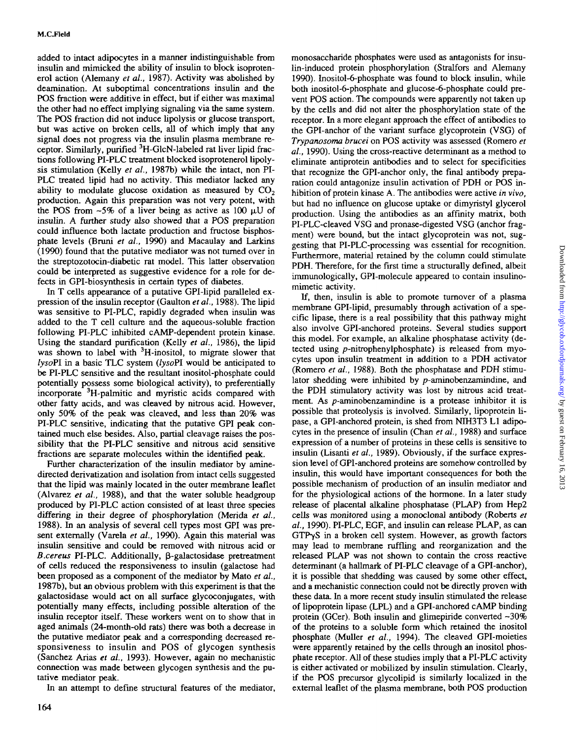added to intact adipocytes in a manner indistinguishable from insulin and mimicked the ability of insulin to block isoproterenol action (Alemany *et al.*, 1987). Activity was abolished by deamination. At suboptimal concentrations insulin and the POS fraction were additive in effect, but if either was maximal the other had no effect implying signaling via the same system. The POS fraction did not induce lipolysis or glucose transport, but was active on broken cells, all of which imply that any signal does not progress via the insulin plasma membrane receptor. Similarly, purified $^3$H-GlcN-labeled rat liver lipid fractions following PI-PLC treatment blocked isoproterenol lipolysis stimulation (Kelly *et al.*, 1987b) while the intact, non PI-PLC treated lipid had no activity. This mediator lacked any ability to modulate glucose oxidation as measured by $CO_2$ production. Again this preparation was not very potent, with the POS from ~5% of a liver being as active as 100 μU of insulin. A further study also showed that a POS preparation could influence both lactate production and fructose bisphosphate levels (Bruni *et al.*, 1990) and Macaulay and Larkins (1990) found that the putative mediator was not turned over in the streptozotocin-diabetic rat model. This latter observation could be interpreted as suggestive evidence for a role for defects in GPI-biosynthesis in certain types of diabetes.

In T cells appearance of a putative GPI-lipid paralleled expression of the insulin receptor (Gaulton *et al.*, 1988). The lipid was sensitive to PI-PLC, rapidly degraded when insulin was added to the T cell culture and the aqueous-soluble fraction following PI-PLC inhibited cAMP-dependent protein kinase. Using the standard purification (Kelly *et al.*, 1986), the lipid was shown to label with $^3$H-inositol, to migrate slower that *lyso*PI in a basic TLC system (*lyso*PI would be anticipated to be PI-PLC sensitive and the resultant inositol-phosphate could potentially possess some biological activity), to preferentially incorporate $^3$H-palmitic and myristic acids compared with other fatty acids, and was cleaved by nitrous acid. However, only 50% of the peak was cleaved, and less than 20% was PI-PLC sensitive, indicating that the putative GPI peak contained much else besides. Also, partial cleavage raises the possibility that the PI-PLC sensitive and nitrous acid sensitive fractions are separate molecules within the identified peak.

Further characterization of the insulin mediator by amine-directed derivatization and isolation from intact cells suggested that the lipid was mainly located in the outer membrane leaflet (Alvarez *et al.*, 1988), and that the water soluble headgroup produced by PI-PLC action consisted of at least three species differing in their degree of phosphorylation (Merida *et al.*, 1988). In an analysis of several cell types most GPI was present externally (Varela *et al.*, 1990). Again this material was insulin sensitive and could be removed with nitrous acid or *B.cereus* PI-PLC. Additionally, β-galactosidase pretreatment of cells reduced the responsiveness to insulin (galactose had been proposed as a component of the mediator by Mato *et al.*, 1987b), but an obvious problem with this experiment is that the galactosidase would act on all surface glycoconjugates, with potentially many effects, including possible alteration of the insulin receptor itself. These workers went on to show that in aged animals (24-month-old rats) there was both a decrease in the putative mediator peak and a corresponding decreased responsiveness to insulin and POS of glycogen synthesis (Sanchez Arias *et al.*, 1993). However, again no mechanistic connection was made between glycogen synthesis and the putative mediator peak.

In an attempt to define structural features of the mediator, monosaccharide phosphates were used as antagonists for insulin-induced protein phosphorylation (Stralfors and Alemany 1990). Inositol-6-phosphate was found to block insulin, while both inositol-6-phosphate and glucose-6-phosphate could prevent POS action. The compounds were apparently not taken up by the cells and did not alter the phosphorylation state of the receptor. In a more elegant approach the effect of antibodies to the GPI-anchor of the variant surface glycoprotein (VSG) of *Trypanosoma brucei* on POS activity was assessed (Romero *et al.*, 1990). Using the cross-reactive determinant as a method to eliminate antiprotein antibodies and to select for specificities that recognize the GPI-anchor only, the final antibody preparation could antagonize insulin activation of PDH or POS inhibition of protein kinase A. The antibodies were active *in vivo*, but had no influence on glucose uptake or dimyristyl glycerol production. Using the antibodies as an affinity matrix, both PI-PLC-cleaved VSG and pronase-digested VSG (anchor fragment) were bound, but the intact glycoprotein was not, suggesting that PI-PLC-processing was essential for recognition. Furthermore, material retained by the column could stimulate PDH. Therefore, for the first time a structurally defined, albeit immunologically, GPI-molecule appeared to contain insulinomimetic activity.

If, then, insulin is able to promote turnover of a plasma membrane GPI-lipid, presumably through activation of a specific lipase, there is a real possibility that this pathway might also involve GPI-anchored proteins. Several studies support this model. For example, an alkaline phosphatase activity (detected using *p*-nitrophenylphosphate) is released from myocytes upon insulin treatment in addition to a PDH activator (Romero *et al.*, 1988). Both the phosphatase and PDH stimulator shedding were inhibited by *p*-aminobenzamindine, and the PDH stimulatory activity was lost by nitrous acid treatment. As *p*-aminobenzamindine is a protease inhibitor it is possible that proteolysis is involved. Similarly, lipoprotein lipase, a GPI-anchored protein, is shed from NIH3T3 L1 adipocytes in the presence of insulin (Chan *et al.*, 1988) and surface expression of a number of proteins in these cells is sensitive to insulin (Lisanti *et al.*, 1989). Obviously, if the surface expression level of GPI-anchored proteins are somehow controlled by insulin, this would have important consequences for both the possible mechanism of production of an insulin mediator and for the physiological actions of the hormone. In a later study release of placental alkaline phosphatase (PLAP) from Hep2 cells was monitored using a monoclonal antibody (Roberts *et al.*, 1990). PI-PLC, EGF, and insulin can release PLAP, as can GTPγS in a broken cell system. However, as growth factors may lead to membrane ruffling and reorganization and the released PLAP was not shown to contain the cross reactive determinant (a hallmark of PI-PLC cleavage of a GPI-anchor), it is possible that shedding was caused by some other effect, and a mechanistic connection could not be directly proven with these data. In a more recent study insulin stimulated the release of lipoprotein lipase (LPL) and a GPI-anchored cAMP binding protein (GCer). Both insulin and glimepiride converted ~30% of the proteins to a soluble form which retained the inositol phosphate (Muller *et al.*, 1994). The cleaved GPI-moieties were apparently retained by the cells through an inositol phosphate receptor. All of these studies imply that a PI-PLC activity is either activated or mobilized by insulin stimulation. Clearly, if the POS precursor glycolipid is similarly localized in the external leaflet of the plasma membrane, both POS production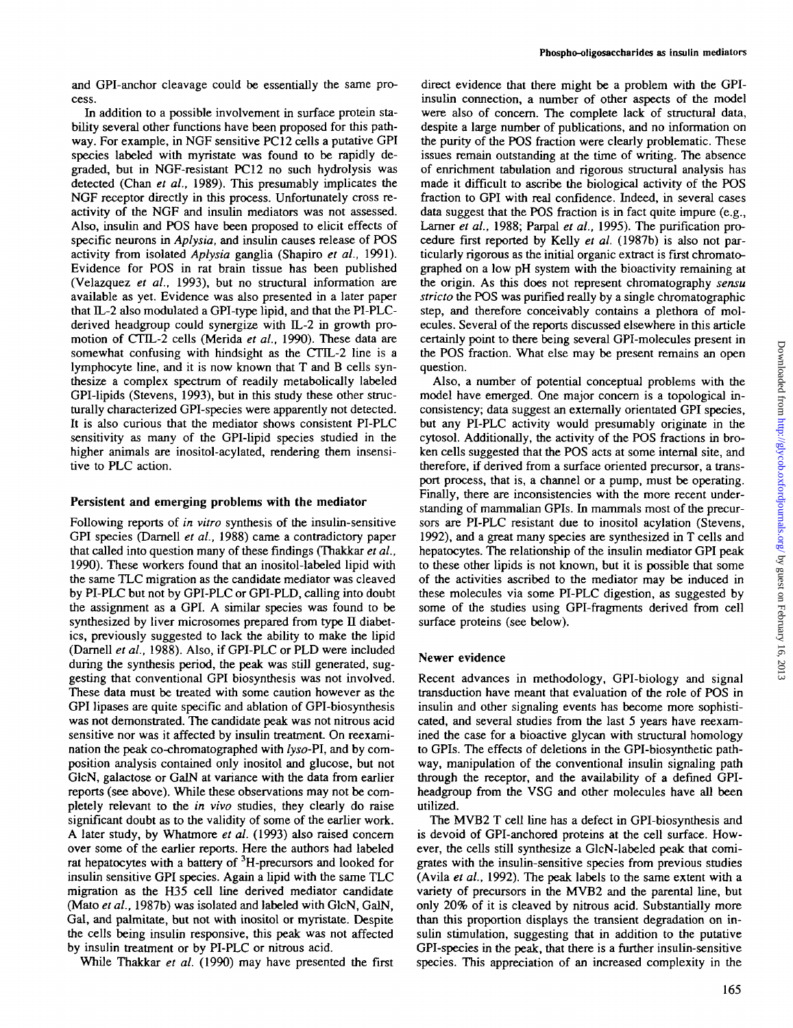and GPI-anchor cleavage could be essentially the same process.

In addition to a possible involvement in surface protein stability several other functions have been proposed for this pathway. For example, in NGF sensitive PC12 cells a putative GPI species labeled with myristate was found to be rapidly degraded, but in NGF-resistant PC12 no such hydrolysis was detected (Chan *et al.*, 1989). This presumably implicates the NGF receptor directly in this process. Unfortunately cross reactivity of the NGF and insulin mediators was not assessed. Also, insulin and POS have been proposed to elicit effects of specific neurons in *Aplysia*, and insulin causes release of POS activity from isolated *Aplysia* ganglia (Shapiro *et al.*, 1991). Evidence for POS in rat brain tissue has been published (Velazquez *et al.*, 1993), but no structural information are available as yet. Evidence was also presented in a later paper that IL-2 also modulated a GPI-type lipid, and that the PI-PLC-derived headgroup could synergize with IL-2 in growth promotion of CTIL-2 cells (Merida *et al.*, 1990). These data are somewhat confusing with hindsight as the CTIL-2 line is a lymphocyte line, and it is now known that T and B cells synthesize a complex spectrum of readily metabolically labeled GPI-lipids (Stevens, 1993), but in this study these other structurally characterized GPI-species were apparently not detected. It is also curious that the mediator shows consistent PI-PLC sensitivity as many of the GPI-lipid species studied in the higher animals are inositol-acylated, rendering them insensitive to PLC action.

## Persistent and emerging problems with the mediator

Following reports of *in vitro* synthesis of the insulin-sensitive GPI species (Darnell *et al.*, 1988) came a contradictory paper that called into question many of these findings (Thakkar *et al.*, 1990). These workers found that an inositol-labeled lipid with the same TLC migration as the candidate mediator was cleaved by PI-PLC but not by GPI-PLC or GPI-PLD, calling into doubt the assignment as a GPI. A similar species was found to be synthesized by liver microsomes prepared from type II diabetics, previously suggested to lack the ability to make the lipid (Darnell *et al.*, 1988). Also, if GPI-PLC or PLD were included during the synthesis period, the peak was still generated, suggesting that conventional GPI biosynthesis was not involved. These data must be treated with some caution however as the GPI lipases are quite specific and ablation of GPI-biosynthesis was not demonstrated. The candidate peak was not nitrous acid sensitive nor was it affected by insulin treatment. On reexamination the peak co-chromatographed with *lyso*-PI, and by composition analysis contained only inositol and glucose, but not GlcN, galactose or GalN at variance with the data from earlier reports (see above). While these observations may not be completely relevant to the *in vivo* studies, they clearly do raise significant doubt as to the validity of some of the earlier work. A later study, by Whatmore *et al.* (1993) also raised concern over some of the earlier reports. Here the authors had labeled rat hepatocytes with a battery of $^3$H-precursors and looked for insulin sensitive GPI species. Again a lipid with the same TLC migration as the H35 cell line derived mediator candidate (Mato *et al.*, 1987b) was isolated and labeled with GlcN, GalN, Gal, and palmitate, but not with inositol or myristate. Despite the cells being insulin responsive, this peak was not affected by insulin treatment or by PI-PLC or nitrous acid.

While Thakkar *et al.* (1990) may have presented the first direct evidence that there might be a problem with the GPI-insulin connection, a number of other aspects of the model were also of concern. The complete lack of structural data, despite a large number of publications, and no information on the purity of the POS fraction were clearly problematic. These issues remain outstanding at the time of writing. The absence of enrichment tabulation and rigorous structural analysis has made it difficult to ascribe the biological activity of the POS fraction to GPI with real confidence. Indeed, in several cases data suggest that the POS fraction is in fact quite impure (e.g., Larner *et al.*, 1988; Parpal *et al.*, 1995). The purification procedure first reported by Kelly *et al.* (1987b) is also not particularly rigorous as the initial organic extract is first chromatographed on a low pH system with the bioactivity remaining at the origin. As this does not represent chromatography *sensu stricto* the POS was purified really by a single chromatographic step, and therefore conceivably contains a plethora of molecules. Several of the reports discussed elsewhere in this article certainly point to there being several GPI-molecules present in the POS fraction. What else may be present remains an open question.

Also, a number of potential conceptual problems with the model have emerged. One major concern is a topological inconsistency; data suggest an externally orientated GPI species, but any PI-PLC activity would presumably originate in the cytosol. Additionally, the activity of the POS fractions in broken cells suggested that the POS acts at some internal site, and therefore, if derived from a surface oriented precursor, a transport process, that is, a channel or a pump, must be operating. Finally, there are inconsistencies with the more recent understanding of mammalian GPIs. In mammals most of the precursors are PI-PLC resistant due to inositol acylation (Stevens, 1992), and a great many species are synthesized in T cells and hepatocytes. The relationship of the insulin mediator GPI peak to these other lipids is not known, but it is possible that some of the activities ascribed to the mediator may be induced in these molecules via some PI-PLC digestion, as suggested by some of the studies using GPI-fragments derived from cell surface proteins (see below).

## Newer evidence

Recent advances in methodology, GPI-biology and signal transduction have meant that evaluation of the role of POS in insulin and other signaling events has become more sophisticated, and several studies from the last 5 years have reexamined the case for a bioactive glycan with structural homology to GPIs. The effects of deletions in the GPI-biosynthetic pathway, manipulation of the conventional insulin signaling path through the receptor, and the availability of a defined GPI-headgroup from the VSG and other molecules have all been utilized.

The MVB2 T cell line has a defect in GPI-biosynthesis and is devoid of GPI-anchored proteins at the cell surface. However, the cells still synthesize a GlcN-labeled peak that comigrates with the insulin-sensitive species from previous studies (Avila *et al.*, 1992). The peak labels to the same extent with a variety of precursors in the MVB2 and the parental line, but only 20% of it is cleaved by nitrous acid. Substantially more than this proportion displays the transient degradation on insulin stimulation, suggesting that in addition to the putative GPI-species in the peak, that there is a further insulin-sensitive species. This appreciation of an increased complexity in the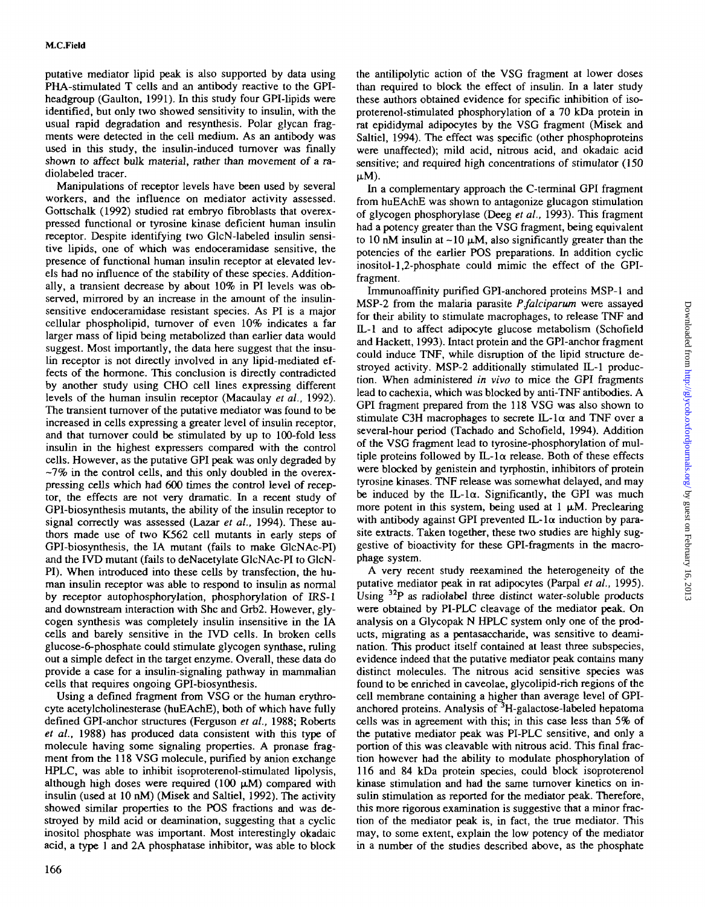putative mediator lipid peak is also supported by data using PHA-stimulated T cells and an antibody reactive to the GPI-headgroup (Gaulton, 1991). In this study four GPI-lipids were identified, but only two showed sensitivity to insulin, with the usual rapid degradation and resynthesis. Polar glycan fragments were detected in the cell medium. As an antibody was used in this study, the insulin-induced turnover was finally shown to affect bulk material, rather than movement of a radiolabeled tracer.

Manipulations of receptor levels have been used by several workers, and the influence on mediator activity assessed. Gottschalk (1992) studied rat embryo fibroblasts that overexpressed functional or tyrosine kinase deficient human insulin receptor. Despite identifying two GlcN-labeled insulin sensitive lipids, one of which was endoceramidase sensitive, the presence of functional human insulin receptor at elevated levels had no influence of the stability of these species. Additionally, a transient decrease by about 10% in PI levels was observed, mirrored by an increase in the amount of the insulin-sensitive endoceramidase resistant species. As PI is a major cellular phospholipid, turnover of even 10% indicates a far larger mass of lipid being metabolized than earlier data would suggest. Most importantly, the data here suggest that the insulin receptor is not directly involved in any lipid-mediated effects of the hormone. This conclusion is directly contradicted by another study using CHO cell lines expressing different levels of the human insulin receptor (Macaulay *et al.*, 1992). The transient turnover of the putative mediator was found to be increased in cells expressing a greater level of insulin receptor, and that turnover could be stimulated by up to 100-fold less insulin in the highest expressers compared with the control cells. However, as the putative GPI peak was only degraded by ~7% in the control cells, and this only doubled in the overexpressing cells which had 600 times the control level of receptor, the effects are not very dramatic. In a recent study of GPI-biosynthesis mutants, the ability of the insulin receptor to signal correctly was assessed (Lazar *et al.*, 1994). These authors made use of two K562 cell mutants in early steps of GPI-biosynthesis, the IA mutant (fails to make GlcNAc-PI) and the IVD mutant (fails to deNacetylate GlcNAc-PI to GlcN-PI). When introduced into these cells by transfection, the human insulin receptor was able to respond to insulin as normal by receptor autophosphorylation, phosphorylation of IRS-1 and downstream interaction with Shc and Grb2. However, glycogen synthesis was completely insulin insensitive in the IA cells and barely sensitive in the IVD cells. In broken cells glucose-6-phosphate could stimulate glycogen synthase, ruling out a simple defect in the target enzyme. Overall, these data do provide a case for a insulin-signaling pathway in mammalian cells that requires ongoing GPI-biosynthesis.

Using a defined fragment from VSG or the human erythrocyte acetylcholinesterase (huEAchE), both of which have fully defined GPI-anchor structures (Ferguson *et al.*, 1988; Roberts *et al.*, 1988) has produced data consistent with this type of molecule having some signaling properties. A pronase fragment from the 118 VSG molecule, purified by anion exchange HPLC, was able to inhibit isoproterenol-stimulated lipolysis, although high doses were required (100 μM) compared with insulin (used at 10 nM) (Misek and Saltiel, 1992). The activity showed similar properties to the POS fractions and was destroyed by mild acid or deamination, suggesting that a cyclic inositol phosphate was important. Most interestingly okadaic acid, a type 1 and 2A phosphatase inhibitor, was able to block the antilipolytic action of the VSG fragment at lower doses than required to block the effect of insulin. In a later study these authors obtained evidence for specific inhibition of isoproterenol-stimulated phosphorylation of a 70 kDa protein in rat epididymal adipocytes by the VSG fragment (Misek and Saltiel, 1994). The effect was specific (other phosphoproteins were unaffected); mild acid, nitrous acid, and okadaic acid sensitive; and required high concentrations of stimulator (150 μM).

In a complementary approach the C-terminal GPI fragment from huEAchE was shown to antagonize glucagon stimulation of glycogen phosphorylase (Deeg *et al.*, 1993). This fragment had a potency greater than the VSG fragment, being equivalent to 10 nM insulin at ~10 μM, also significantly greater than the potencies of the earlier POS preparations. In addition cyclic inositol-1,2-phosphate could mimic the effect of the GPI-fragment.

Immunoaffinity purified GPI-anchored proteins MSP-1 and MSP-2 from the malaria parasite *P.falciparum* were assayed for their ability to stimulate macrophages, to release TNF and IL-1 and to affect adipocyte glucose metabolism (Schofield and Hackett, 1993). Intact protein and the GPI-anchor fragment could induce TNF, while disruption of the lipid structure destroyed activity. MSP-2 additionally stimulated IL-1 production. When administered *in vivo* to mice the GPI fragments lead to cachexia, which was blocked by anti-TNF antibodies. A GPI fragment prepared from the 118 VSG was also shown to stimulate C3H macrophages to secrete IL-1α and TNF over a several-hour period (Tachado and Schofield, 1994). Addition of the VSG fragment lead to tyrosine-phosphorylation of multiple proteins followed by IL-1α release. Both of these effects were blocked by genistein and tyrphostin, inhibitors of protein tyrosine kinases. TNF release was somewhat delayed, and may be induced by the IL-1α. Significantly, the GPI was much more potent in this system, being used at 1 μM. Preclearing with antibody against GPI prevented IL-1α induction by parasite extracts. Taken together, these two studies are highly suggestive of bioactivity for these GPI-fragments in the macrophage system.

A very recent study reexamined the heterogeneity of the putative mediator peak in rat adipocytes (Parpal *et al.*, 1995). Using $^{32}$P as radiolabel three distinct water-soluble products were obtained by PI-PLC cleavage of the mediator peak. On analysis on a Glycopak N HPLC system only one of the products, migrating as a pentasaccharide, was sensitive to deamination. This product itself contained at least three subspecies, evidence indeed that the putative mediator peak contains many distinct molecules. The nitrous acid sensitive species was found to be enriched in caveolae, glycolipid-rich regions of the cell membrane containing a higher than average level of GPI-anchored proteins. Analysis of $^{3}$H-galactose-labeled hepatoma cells was in agreement with this; in this case less than 5% of the putative mediator peak was PI-PLC sensitive, and only a portion of this was cleavable with nitrous acid. This final fraction however had the ability to modulate phosphorylation of 116 and 84 kDa protein species, could block isoproterenol kinase stimulation and had the same turnover kinetics on insulin stimulation as reported for the mediator peak. Therefore, this more rigorous examination is suggestive that a minor fraction of the mediator peak is, in fact, the true mediator. This may, to some extent, explain the low potency of the mediator in a number of the studies described above, as the phosphate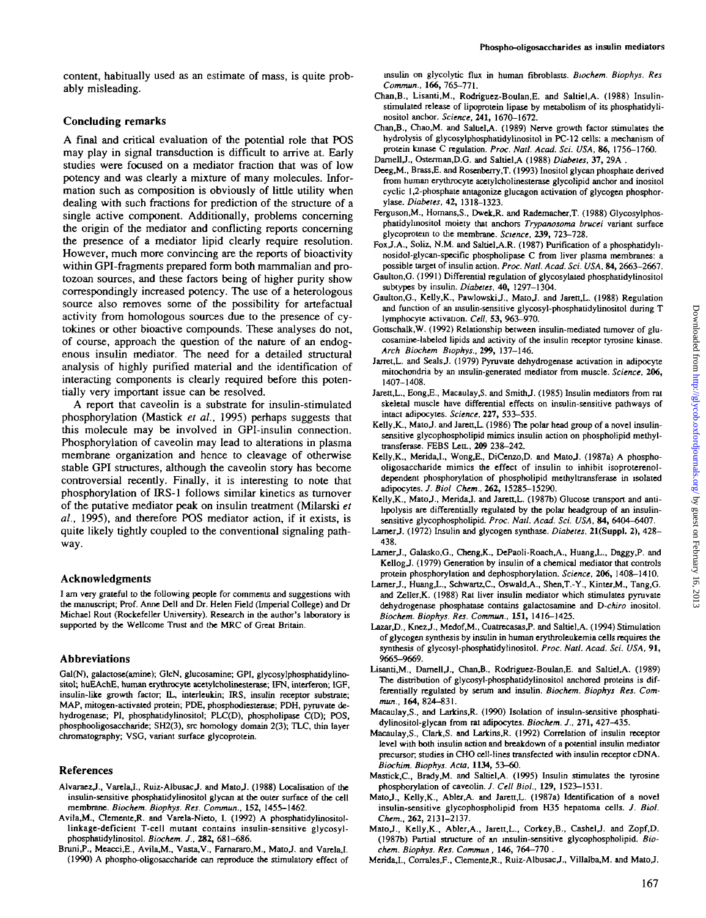content, habitually used as an estimate of mass, is quite probably misleading.

## Concluding remarks

A final and critical evaluation of the potential role that POS may play in signal transduction is difficult to arrive at. Early studies were focused on a mediator fraction that was of low potency and was clearly a mixture of many molecules. Information such as composition is obviously of little utility when dealing with such fractions for prediction of the structure of a single active component. Additionally, problems concerning the origin of the mediator and conflicting reports concerning the presence of a mediator lipid clearly require resolution. However, much more convincing are the reports of bioactivity within GPI-fragments prepared form both mammalian and protozoan sources, and these factors being of higher purity show correspondingly increased potency. The use of a heterologous source also removes some of the possibility for artefactual activity from homologous sources due to the presence of cytokines or other bioactive compounds. These analyses do not, of course, approach the question of the nature of an endogenous insulin mediator. The need for a detailed structural analysis of highly purified material and the identification of interacting components is clearly required before this potentially very important issue can be resolved.

A report that caveolin is a substrate for insulin-stimulated phosphorylation (Mastick *et al.*, 1995) perhaps suggests that this molecule may be involved in GPI-insulin connection. Phosphorylation of caveolin may lead to alterations in plasma membrane organization and hence to cleavage of otherwise stable GPI structures, although the caveolin story has become controversial recently. Finally, it is interesting to note that phosphorylation of IRS-1 follows similar kinetics as turnover of the putative mediator peak on insulin treatment (Milarski *et al.*, 1995), and therefore POS mediator action, if it exists, is quite likely tightly coupled to the conventional signaling pathway.

## Acknowledgments

I am very grateful to the following people for comments and suggestions with the manuscript; Prof. Anne Dell and Dr. Helen Field (Imperial College) and Dr Michael Rout (Rockefeller University). Research in the author's laboratory is supported by the Wellcome Trust and the MRC of Great Britain.

## Abbreviations

Gal(N), galactose(amine); GlcN, glucosamine; GPI, glycosylphosphatidylinositol; huEAChE, human erythrocyte acetylcholinesterase; IFN, interferon; IGF, insulin-like growth factor; IL, interleukin; IRS, insulin receptor substrate; MAP, mitogen-activated protein; PDE, phosphodiesterase; PDH, pyruvate dehydrogenase; PI, phosphatidylinositol; PLC(D), phospholipase C(D); POS, phosphooligosaccharide; SH2(3), src homology domain 2(3); TLC, thin layer chromatography; VSG, variant surface glycoprotein.

## References

Alvaraez,J., Varela,I., Ruiz-Albusac,J. and Mato,J. (1988) Localisation of the insulin-sensitive phosphatidylinositol glycan at the outer surface of the cell membrane. *Biochem. Biophys. Res. Commun.*, **152**, 1455–1462.

Avila,M., Clemente,R. and Varela-Nieto, I. (1992) A phosphatidylinositol-linkage-deficient T-cell mutant contains insulin-sensitive glycosyl-phosphatidylinositol. *Biochem. J.*, **282**, 681–686.

Bruni,P., Meacci,E., Avila,M., Vasta,V., Farnararo,M., Mato,J. and Varela,I. (1990) A phospho-oligosaccharide can reproduce the stimulatory effect of insulin on glycolytic flux in human fibroblasts. *Biochem. Biophys. Res Commun.*, **166**, 765–771.

Chan,B., Lisanti,M., Rodriguez-Boulan,E. and Saltiel,A. (1988) Insulin-stimulated release of lipoprotein lipase by metabolism of its phosphatidylinositol anchor. *Science*, **241**, 1670–1672.

Chan,B., Chao,M. and Saltiel,A. (1989) Nerve growth factor stimulates the hydrolysis of glycosylphosphatidylinositol in PC-12 cells: a mechanism of protein kinase C regulation. *Proc. Natl. Acad. Sci. USA*, **86**, 1756–1760.

Darnell,J., Osterman,D.G. and Saltiel,A (1988) *Diabetes*, **37**, 29A .

Deeg,M., Brass,E. and Rosenberry,T. (1993) Inositol glycan phosphate derived from human erythrocyte acetylcholinesterase glycolipid anchor and inositol cyclic 1,2-phosphate antagonize glucagon activation of glycogen phosphorylase. *Diabetes*, **42**, 1318–1323.

Ferguson,M., Homans,S., Dwek,R. and Rademacher,T. (1988) Glycosylphosphatidylinositol moiety that anchors *Trypanosoma brucei* variant surface glycoprotein to the membrane. *Science*, **239**, 723–728.

Fox,J.A., Soliz, N.M. and Saltiel,A.R. (1987) Purification of a phosphatidylinosidol-glycan-specific phospholipase C from liver plasma membranes: a possible target of insulin action. *Proc. Natl. Acad. Sci. USA*, **84**, 2663–2667.

Gaulton,G. (1991) Differential regulation of glycosylated phosphatidylinositol subtypes by insulin. *Diabetes*, **40**, 1297–1304.

Gaulton,G., Kelly,K., Pawlowski,J., Mato,J. and Jarett,L. (1988) Regulation and function of an insulin-sensitive glycosyl-phosphatidylinositol during T lymphocyte activation. *Cell*, **53**, 963–970.

Gottschalk,W. (1992) Relationship between insulin-mediated turnover of glucosamine-labeled lipids and activity of the insulin receptor tyrosine kinase. *Arch Biochem Biophys.*, **299**, 137–146.

Jarret,L. and Seals,J. (1979) Pyruvate dehydrogenase activation in adipocyte mitochondria by an insulin-generated mediator from muscle. *Science*, **206**, 1407–1408.

Jarett,L., Eong,E., Macaulay,S. and Smith,J. (1985) Insulin mediators from rat skeletal muscle have differential effects on insulin-sensitive pathways of intact adipocytes. *Science*, **227**, 533–535.

Kelly,K., Mato,J. and Jarett,L. (1986) The polar head group of a novel insulin-sensitive glycophospholipid mimics insulin action on phospholipid methyltransferase. FEBS Lett., **209** 238–242.

Kelly,K., Merida,I., Wong,E., DiCenzo,D. and Mato,J. (1987a) A phospho-oligosaccharide mimics the effect of insulin to inhibit isoproterenol-dependent phosphorylation of phospholipid methyltransferase in isolated adipocytes. *J. Biol Chem.*, **262**, 15285–15290.

Kelly,K., Mato,J., Merida,I. and Jarett,L. (1987b) Glucose transport and antilipolysis are differentially regulated by the polar headgroup of an insulin-sensitive glycophospholipid. *Proc. Natl. Acad. Sci. USA*, **84**, 6404–6407.

Larner,J. (1972) Insulin and glycogen synthase. *Diabetes*, **21(Suppl. 2)**, 428–438.

Larner,J., Galasko,G., Cheng,K., DePaoli-Roach,A., Huang,L., Daggy,P. and Kellog,J. (1979) Generation by insulin of a chemical mediator that controls protein phosphorylation and dephosphorylation. *Science*, **206**, 1408–1410.

Larner,J., Huang,L., Schwartz,C., Oswald,A., Shen,T.-Y., Kinter,M., Tang,G. and Zeller,K. (1988) Rat liver insulin mediator which stimulates pyruvate dehydrogenase phosphatase contains galactosamine and D-*chiro* inositol. *Biochem. Biophys. Res. Commun.*, **151**, 1416–1425.

Lazar,D., Knez,J., Medof,M., Cuatrecasas,P. and Saltiel,A. (1994) Stimulation of glycogen synthesis by insulin in human erythroleukemia cells requires the synthesis of glycosyl-phosphatidylinositol. *Proc. Natl. Acad. Sci. USA*, **91**, 9665–9669.

Lisanti,M., Darnell,J., Chan,B., Rodriguez-Boulan,E. and Saltiel,A. (1989) The distribution of glycosyl-phosphatidylinositol anchored proteins is differentially regulated by serum and insulin. *Biochem. Biophys Res. Commun.*, **164**, 824–831.

Macaulay,S., and Larkins,R. (1990) Isolation of insulin-sensitive phosphatidylinositol-glycan from rat adipocytes. *Biochem. J.*, **271**, 427–435.

Macaulay,S., Clark,S. and Larkins,R. (1992) Correlation of insulin receptor level with both insulin action and breakdown of a potential insulin mediator precursor; studies in CHO cell-lines transfected with insulin receptor cDNA. *Biochim. Biophys. Acta*, **1134**, 53–60.

Mastick,C., Brady,M. and Saltiel,A. (1995) Insulin stimulates the tyrosine phosphorylation of caveolin. *J. Cell Biol.*, **129**, 1523–1531.

Mato,J., Kelly,K., Abler,A. and Jarett,L. (1987a) Identification of a novel insulin-sensitive glycophospholipid from H35 hepatoma cells. *J. Biol. Chem.*, **262**, 2131–2137.

Mato,J., Kelly,K., Abler,A., Jarett,L., Corkey,B., Cashel,J. and Zopf,D. (1987b) Partial structure of an insulin-sensitive glycophospholipid. *Biochem. Biophys. Res. Commun*, **146**, 764–770 .

Merida,I., Corrales,F., Clemente,R., Ruiz-Albusac,J., Villalba,M. and Mato,J.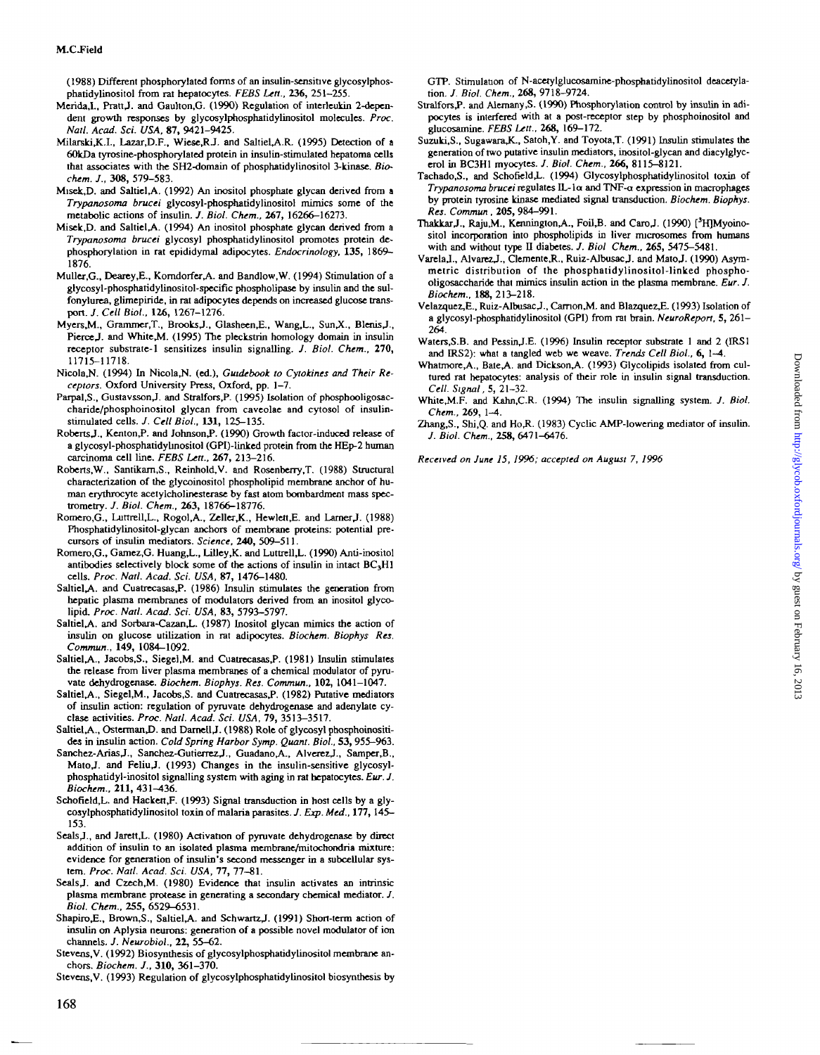(1988) Different phosphorylated forms of an insulin-sensitive glycosylphosphatidylinositol from rat hepatocytes. *FEBS Lett.*, **236**, 251–255.

Merida,I., Pratt,J. and Gaulton,G. (1990) Regulation of interleukin 2-dependent growth responses by glycosylphosphatidylinositol molecules. *Proc. Natl. Acad. Sci. USA*, **87**, 9421–9425.

Milarski,K.I., Lazar,D.F., Wiese,R.J. and Saltiel,A.R. (1995) Detection of a 60kDa tyrosine-phosphorylated protein in insulin-stimulated hepatoma cells that associates with the SH2-domain of phosphatidylinositol 3-kinase. *Biochem. J.*, **308**, 579–583.

Misek,D. and Saltiel,A. (1992) An inositol phosphate glycan derived from a *Trypanosoma brucei* glycosyl-phosphatidylinositol mimics some of the metabolic actions of insulin. *J. Biol. Chem.*, **267**, 16266–16273.

Misek,D. and Saltiel,A. (1994) An inositol phosphate glycan derived from a *Trypanosoma brucei* glycosyl phosphatidylinositol promotes protein dephosphorylation in rat epididymal adipocytes. *Endocrinology*, **135**, 1869–1876.

Muller,G., Dearey,E., Korndorfer,A. and Bandlow,W. (1994) Stimulation of a glycosyl-phosphatidylinositol-specific phospholipase by insulin and the sulfonylurea, glimepiride, in rat adipocytes depends on increased glucose transport. *J. Cell Biol.*, **126**, 1267–1276.

Myers,M., Grammer,T., Brooks,J., Glasheen,E., Wang,L., Sun,X., Blenis,J., Pierce,J. and White,M. (1995) The pleckstrin homology domain in insulin receptor substrate-1 sensitizes insulin signalling. *J. Biol. Chem.*, **270**, 11715–11718.

Nicola,N. (1994) In Nicola,N. (ed.), *Guidebook to Cytokines and Their Receptors*. Oxford University Press, Oxford, pp. 1–7.

Parpal,S., Gustavsson,J. and Stralfors,P. (1995) Isolation of phosphooligosaccharide/phosphoinositol glycan from caveolae and cytosol of insulin-stimulated cells. *J. Cell Biol.*, **131**, 125–135.

Roberts,J., Kenton,P. and Johnson,P. (1990) Growth factor-induced release of a glycosyl-phosphatidylinositol (GPI)-linked protein from the HEp-2 human carcinoma cell line. *FEBS Lett.*, **267**, 213–216.

Roberts,W., Santikarn,S., Reinhold,V. and Rosenberry,T. (1988) Structural characterization of the glycoinositol phospholipid membrane anchor of human erythrocyte acetylcholinesterase by fast atom bombardment mass spectrometry. *J. Biol. Chem.*, **263**, 18766–18776.

Romero,G., Luttrell,L., Rogol,A., Zeller,K., Hewlett,E. and Larner,J. (1988) Phosphatidylinositol-glycan anchors of membrane proteins: potential precursors of insulin mediators. *Science*, **240**, 509–511.

Romero,G., Garnez,G. Huang,L., Lilley,K. and Luttrell,L. (1990) Anti-inositol antibodies selectively block some of the actions of insulin in intact $BC_3H1$ cells. *Proc. Natl. Acad. Sci. USA*, **87**, 1476–1480.

Saltiel,A. and Cuatrecasas,P. (1986) Insulin stimulates the generation from hepatic plasma membranes of modulators derived from an inositol glycolipid. *Proc. Natl. Acad. Sci. USA*, **83**, 5793–5797.

Saltiel,A. and Sorbara-Cazan,L. (1987) Inositol glycan mimics the action of insulin on glucose utilization in rat adipocytes. *Biochem. Biophys Res. Commun.*, **149**, 1084–1092.

Saltiel,A., Jacobs,S., Siegel,M. and Cuatrecasas,P. (1981) Insulin stimulates the release from liver plasma membranes of a chemical modulator of pyruvate dehydrogenase. *Biochem. Biophys. Res. Commun.*, **102**, 1041–1047.

Saltiel,A., Siegel,M., Jacobs,S. and Cuatrecasas,P. (1982) Putative mediators of insulin action: regulation of pyruvate dehydrogenase and adenylate cyclase activities. *Proc. Natl. Acad. Sci. USA*, **79**, 3513–3517.

Saltiel,A., Osterman,D. and Darnell,J. (1988) Role of glycosyl phosphoinositides in insulin action. *Cold Spring Harbor Symp. Quant. Biol.*, **53**, 955–963.

Sanchez-Arias,J., Sanchez-Gutierrez,J., Guadano,A., Alverez,J., Samper,B., Mato,J. and Feliu,J. (1993) Changes in the insulin-sensitive glycosyl-phosphatidyl-inositol signalling system with aging in rat hepatocytes. *Eur. J. Biochem.*, **211**, 431–436.

Schofield,L. and Hackett,F. (1993) Signal transduction in host cells by a glycosylphosphatidylinositol toxin of malaria parasites. *J. Exp. Med.*, **177**, 145–153.

Seals,J., and Jarett,L. (1980) Activation of pyruvate dehydrogenase by direct addition of insulin to an isolated plasma membrane/mitochondria mixture: evidence for generation of insulin's second messenger in a subcellular system. *Proc. Natl. Acad. Sci. USA*, **77**, 77–81.

Seals,J. and Czech,M. (1980) Evidence that insulin activates an intrinsic plasma membrane protease in generating a secondary chemical mediator. *J. Biol. Chem.*, **255**, 6529–6531.

Shapiro,E., Brown,S., Saltiel,A. and Schwartz,J. (1991) Short-term action of insulin on Aplysia neurons: generation of a possible novel modulator of ion channels. *J. Neurobiol.*, **22**, 55–62.

Stevens,V. (1992) Biosynthesis of glycosylphosphatidylinositol membrane anchors. *Biochem. J.*, **310**, 361–370.

Stevens,V. (1993) Regulation of glycosylphosphatidylinositol biosynthesis by GTP. Stimulation of N-acetylglucosamine-phosphatidylinositol deacetylation. *J. Biol. Chem.*, **268**, 9718–9724.

Stralfors,P. and Alemany,S. (1990) Phosphorylation control by insulin in adipocytes is interfered with at a post-receptor step by phosphoinositol and glucosamine. *FEBS Lett.*, **268**, 169–172.

Suzuki,S., Sugawara,K., Satoh,Y. and Toyota,T. (1991) Insulin stimulates the generation of two putative insulin mediators, inositol-glycan and diacylglycerol in BC3H1 myocytes. *J. Biol. Chem.*, **266**, 8115–8121.

Tachado,S., and Schofield,L. (1994) Glycosylphosphatidylinositol toxin of *Trypanosoma brucei* regulates IL-1α and TNF-α expression in macrophages by protein tyrosine kinase mediated signal transduction. *Biochem. Biophys. Res. Commun*, **205**, 984–991.

Thakkar,J., Raju,M., Kennington,A., Foil,B. and Caro,J. (1990) [$^3$H]Myoinositol incorporation into phospholipids in liver microsomes from humans with and without type II diabetes. *J. Biol Chem.*, **265**, 5475–5481.

Varela,I., Alvarez,J., Clemente,R., Ruiz-Albusac,J. and Mato,J. (1990) Asymmetric distribution of the phosphatidylinositol-linked phospho-oligosaccharide that mimics insulin action in the plasma membrane. *Eur. J. Biochem.*, **188**, 213–218.

Velazquez,E., Ruiz-Albusac,J., Carrion,M. and Blazquez,E. (1993) Isolation of a glycosyl-phosphatidylinositol (GPI) from rat brain. *NeuroReport*, **5**, 261–264.

Waters,S.B. and Pessin,J.E. (1996) Insulin receptor substrate 1 and 2 (IRS1 and IRS2): what a tangled web we weave. *Trends Cell Biol.*, **6**, 1–4.

Whatmore,A., Bate,A. and Dickson,A. (1993) Glycolipids isolated from cultured rat hepatocytes: analysis of their role in insulin signal transduction. *Cell. Signal*, **5**, 21–32.

White,M.F. and Kahn,C.R. (1994) The insulin signalling system. *J. Biol. Chem.*, **269**, 1–4.

Zhang,S., Shi,Q. and Ho,R. (1983) Cyclic AMP-lowering mediator of insulin. *J. Biol. Chem.*, **258**, 6471–6476.

*Received on June 15, 1996; accepted on August 7, 1996*